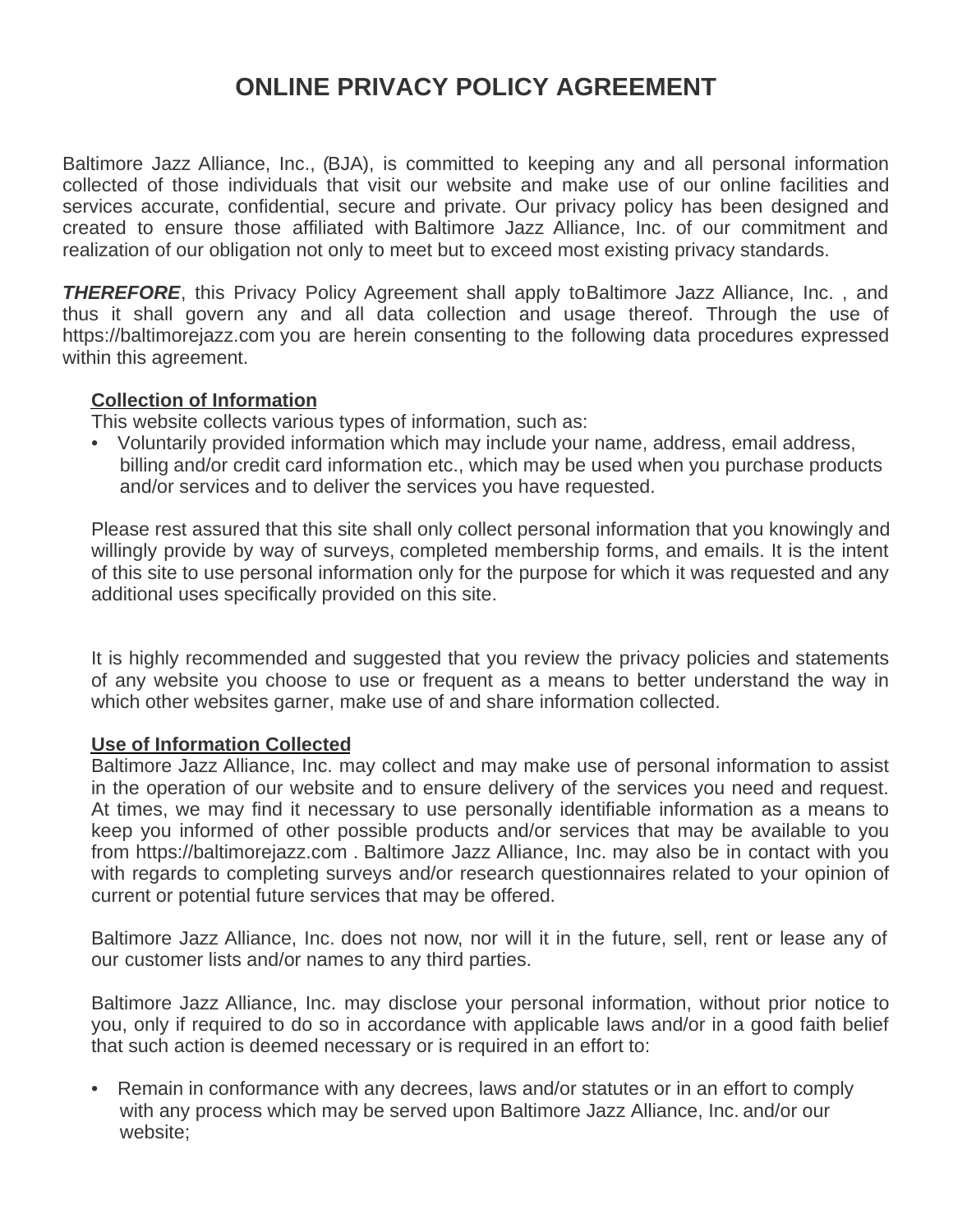# ONLINE PRIVACY POLICY AGREEMENT

Baltimore Jazz Alliance, Inc., (BJA), is committed to keeping any and all personal information collected of those individuals that visit our website and make use of our online facilities and services accurate, confidential, secure and private. Our privacy policy has been designed and created to ensure those affiliated with Baltimore Jazz Alliance, Inc. of our commitment and realization of our obligation not only to meet but to exceed most existing privacy standards.

***THEREFORE***, this Privacy Policy Agreement shall apply to Baltimore Jazz Alliance, Inc. , and thus it shall govern any and all data collection and usage thereof. Through the use of https://baltimorejazz.com you are herein consenting to the following data procedures expressed within this agreement.

**Collection of Information**

This website collects various types of information, such as:

- Voluntarily provided information which may include your name, address, email address, billing and/or credit card information etc., which may be used when you purchase products and/or services and to deliver the services you have requested.

Please rest assured that this site shall only collect personal information that you knowingly and willingly provide by way of surveys, completed membership forms, and emails. It is the intent of this site to use personal information only for the purpose for which it was requested and any additional uses specifically provided on this site.

It is highly recommended and suggested that you review the privacy policies and statements of any website you choose to use or frequent as a means to better understand the way in which other websites garner, make use of and share information collected.

**Use of Information Collected**

Baltimore Jazz Alliance, Inc. may collect and may make use of personal information to assist in the operation of our website and to ensure delivery of the services you need and request. At times, we may find it necessary to use personally identifiable information as a means to keep you informed of other possible products and/or services that may be available to you from https://baltimorejazz.com . Baltimore Jazz Alliance, Inc. may also be in contact with you with regards to completing surveys and/or research questionnaires related to your opinion of current or potential future services that may be offered.

Baltimore Jazz Alliance, Inc. does not now, nor will it in the future, sell, rent or lease any of our customer lists and/or names to any third parties.

Baltimore Jazz Alliance, Inc. may disclose your personal information, without prior notice to you, only if required to do so in accordance with applicable laws and/or in a good faith belief that such action is deemed necessary or is required in an effort to:

- Remain in conformance with any decrees, laws and/or statutes or in an effort to comply with any process which may be served upon Baltimore Jazz Alliance, Inc. and/or our website;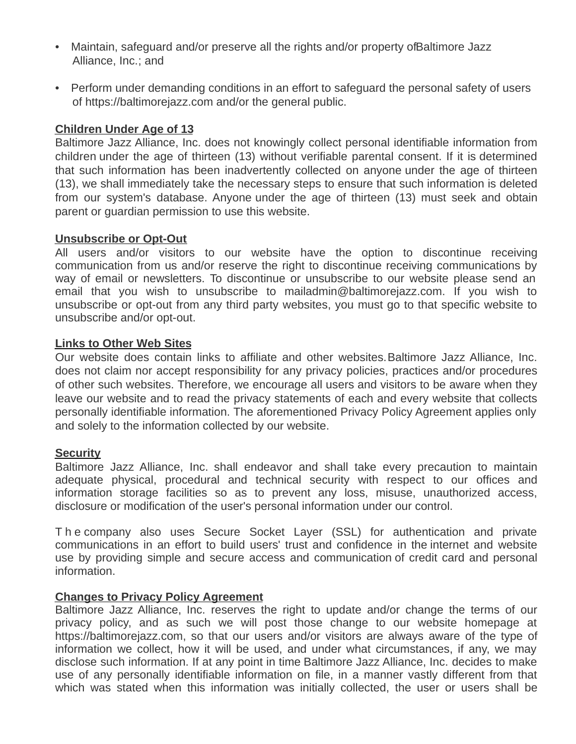- Maintain, safeguard and/or preserve all the rights and/or property of Baltimore Jazz Alliance, Inc.; and

- Perform under demanding conditions in an effort to safeguard the personal safety of users of https://baltimorejazz.com and/or the general public.

**Children Under Age of 13**

Baltimore Jazz Alliance, Inc. does not knowingly collect personal identifiable information from children under the age of thirteen (13) without verifiable parental consent. If it is determined that such information has been inadvertently collected on anyone under the age of thirteen (13), we shall immediately take the necessary steps to ensure that such information is deleted from our system's database. Anyone under the age of thirteen (13) must seek and obtain parent or guardian permission to use this website.

**Unsubscribe or Opt-Out**

All users and/or visitors to our website have the option to discontinue receiving communication from us and/or reserve the right to discontinue receiving communications by way of email or newsletters. To discontinue or unsubscribe to our website please send an email that you wish to unsubscribe to mailadmin@baltimorejazz.com. If you wish to unsubscribe or opt-out from any third party websites, you must go to that specific website to unsubscribe and/or opt-out.

**Links to Other Web Sites**

Our website does contain links to affiliate and other websites. Baltimore Jazz Alliance, Inc. does not claim nor accept responsibility for any privacy policies, practices and/or procedures of other such websites. Therefore, we encourage all users and visitors to be aware when they leave our website and to read the privacy statements of each and every website that collects personally identifiable information. The aforementioned Privacy Policy Agreement applies only and solely to the information collected by our website.

**Security**

Baltimore Jazz Alliance, Inc. shall endeavor and shall take every precaution to maintain adequate physical, procedural and technical security with respect to our offices and information storage facilities so as to prevent any loss, misuse, unauthorized access, disclosure or modification of the user's personal information under our control.

The company also uses Secure Socket Layer (SSL) for authentication and private communications in an effort to build users' trust and confidence in the internet and website use by providing simple and secure access and communication of credit card and personal information.

**Changes to Privacy Policy Agreement**

Baltimore Jazz Alliance, Inc. reserves the right to update and/or change the terms of our privacy policy, and as such we will post those change to our website homepage at https://baltimorejazz.com, so that our users and/or visitors are always aware of the type of information we collect, how it will be used, and under what circumstances, if any, we may disclose such information. If at any point in time Baltimore Jazz Alliance, Inc. decides to make use of any personally identifiable information on file, in a manner vastly different from that which was stated when this information was initially collected, the user or users shall be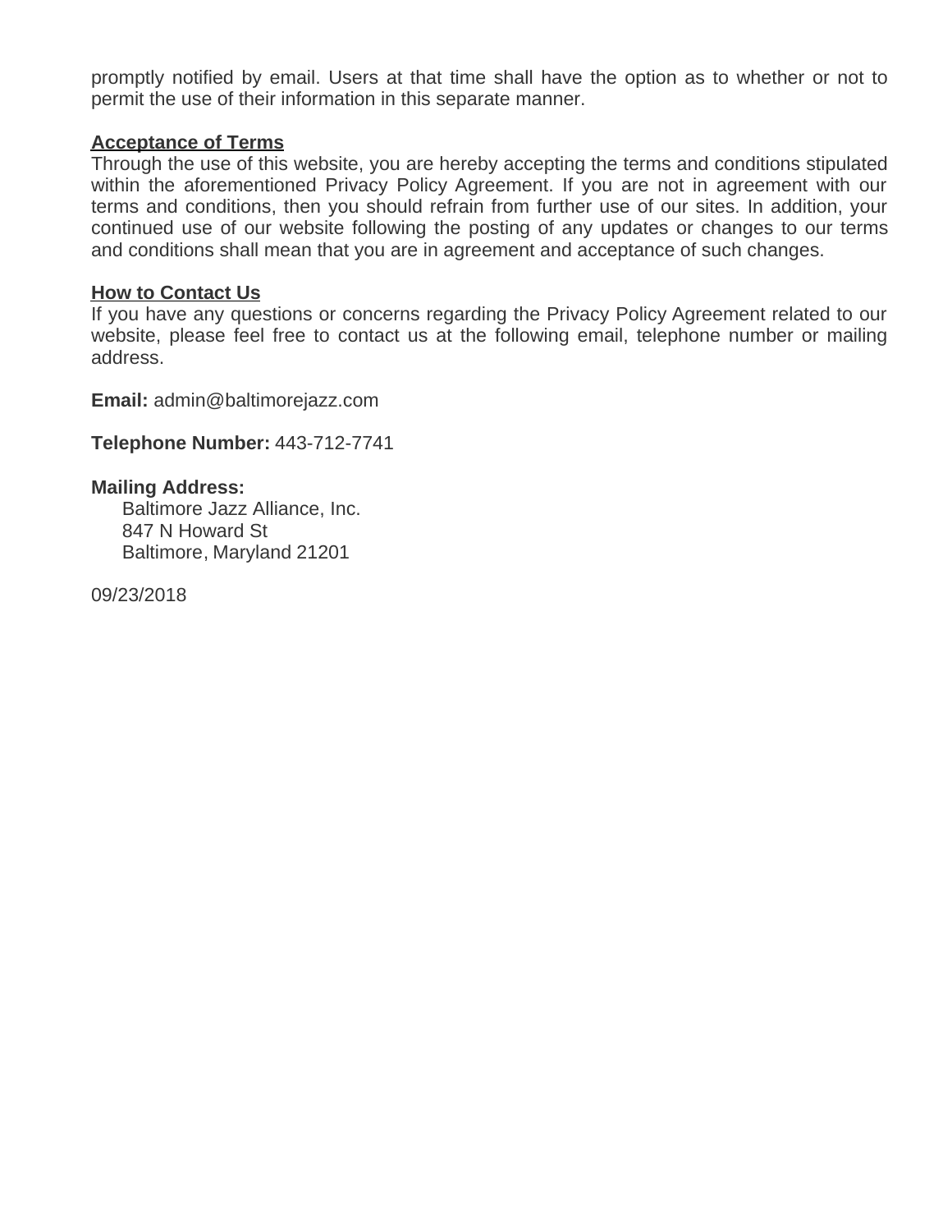promptly notified by email. Users at that time shall have the option as to whether or not to permit the use of their information in this separate manner.

**Acceptance of Terms**

Through the use of this website, you are hereby accepting the terms and conditions stipulated within the aforementioned Privacy Policy Agreement. If you are not in agreement with our terms and conditions, then you should refrain from further use of our sites. In addition, your continued use of our website following the posting of any updates or changes to our terms and conditions shall mean that you are in agreement and acceptance of such changes.

**How to Contact Us**

If you have any questions or concerns regarding the Privacy Policy Agreement related to our website, please feel free to contact us at the following email, telephone number or mailing address.

**Email:** admin@baltimorejazz.com

**Telephone Number:** 443-712-7741

**Mailing Address:**

Baltimore Jazz Alliance, Inc.
847 N Howard St
Baltimore, Maryland 21201

09/23/2018